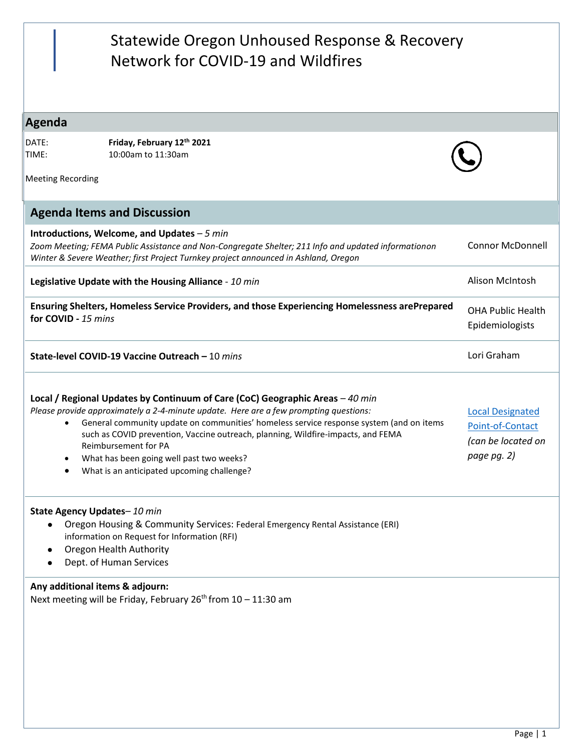# Statewide Oregon Unhoused Response & Recovery Network for COVID-19 and Wildfires

## Agenda

DATE: **Friday, February 12th 2021**
TIME: 10:00am to 11:30am

Meeting Recording

## Agenda Items and Discussion

| | |
|---|---|
| **Introductions, Welcome, and Updates** – *5 min*<br>*Zoom Meeting; FEMA Public Assistance and Non-Congregate Shelter; 211 Info and updated informationon Winter & Severe Weather; first Project Turnkey project announced in Ashland, Oregon* | Connor McDonnell |
| **Legislative Update with the Housing Alliance** - *10 min* | Alison McIntosh |
| **Ensuring Shelters, Homeless Service Providers, and those Experiencing Homelessness arePrepared for COVID** - *15 mins* | OHA Public Health Epidemiologists |
| **State-level COVID-19 Vaccine Outreach –** 10 *mins* | Lori Graham |
| **Local / Regional Updates by Continuum of Care (CoC) Geographic Areas** – *40 min*<br>*Please provide approximately a 2-4-minute update. Here are a few prompting questions:*<br>• General community update on communities' homeless service response system (and on items such as COVID prevention, Vaccine outreach, planning, Wildfire-impacts, and FEMA Reimbursement for PA<br>• What has been going well past two weeks?<br>• What is an anticipated upcoming challenge? | Local Designated Point-of-Contact *(can be located on page pg. 2)* |

**State Agency Updates**– *10 min*

- Oregon Housing & Community Services: Federal Emergency Rental Assistance (ERI) information on Request for Information (RFI)
- Oregon Health Authority
- Dept. of Human Services

**Any additional items & adjourn:**
Next meeting will be Friday, February 26th from 10 – 11:30 am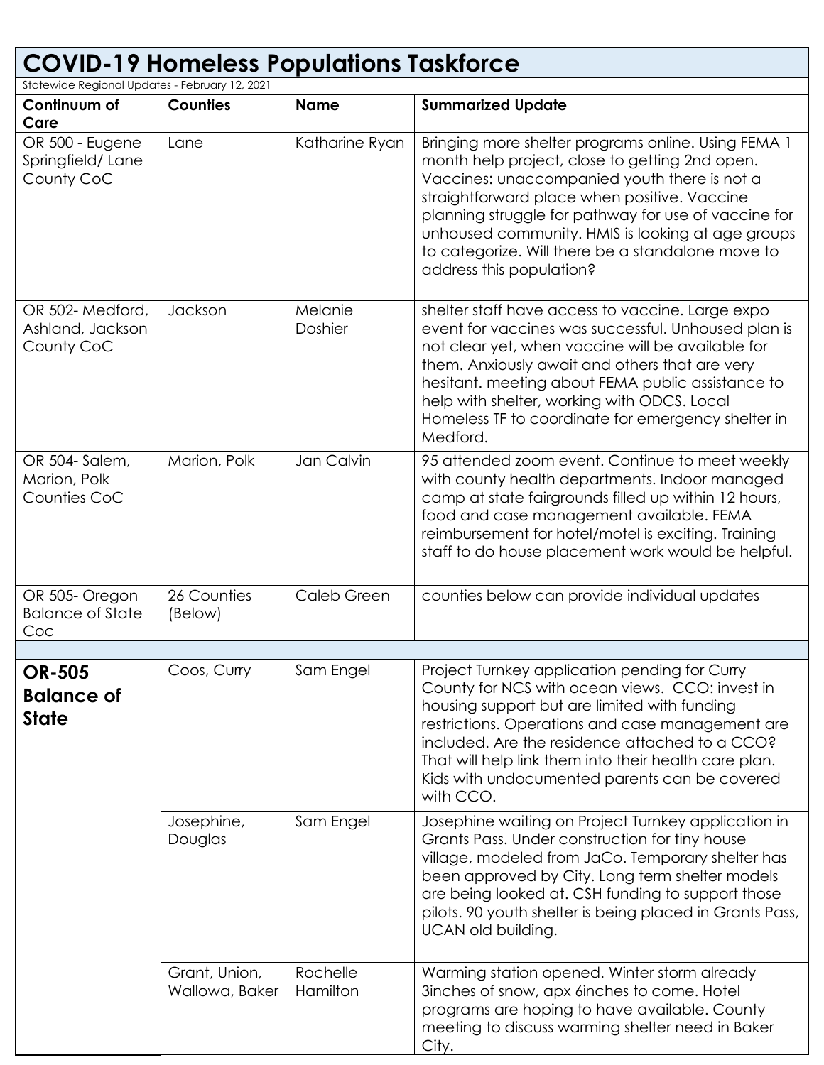# COVID-19 Homeless Populations Taskforce

Statewide Regional Updates - February 12, 2021

| Continuum of Care | Counties | Name | Summarized Update |
|---|---|---|---|
| OR 500 - Eugene Springfield/ Lane County CoC | Lane | Katharine Ryan | Bringing more shelter programs online. Using FEMA 1 month help project, close to getting 2nd open. Vaccines: unaccompanied youth there is not a straightforward place when positive. Vaccine planning struggle for pathway for use of vaccine for unhoused community. HMIS is looking at age groups to categorize. Will there be a standalone move to address this population? |
| OR 502- Medford, Ashland, Jackson County CoC | Jackson | Melanie Doshier | shelter staff have access to vaccine. Large expo event for vaccines was successful. Unhoused plan is not clear yet, when vaccine will be available for them. Anxiously await and others that are very hesitant. meeting about FEMA public assistance to help with shelter, working with ODCS. Local Homeless TF to coordinate for emergency shelter in Medford. |
| OR 504- Salem, Marion, Polk Counties CoC | Marion, Polk | Jan Calvin | 95 attended zoom event. Continue to meet weekly with county health departments. Indoor managed camp at state fairgrounds filled up within 12 hours, food and case management available. FEMA reimbursement for hotel/motel is exciting. Training staff to do house placement work would be helpful. |
| OR 505- Oregon Balance of State Coc | 26 Counties (Below) | Caleb Green | counties below can provide individual updates |
| | | | |
| **OR-505 Balance of State** | Coos, Curry | Sam Engel | Project Turnkey application pending for Curry County for NCS with ocean views. CCO: invest in housing support but are limited with funding restrictions. Operations and case management are included. Are the residence attached to a CCO? That will help link them into their health care plan. Kids with undocumented parents can be covered with CCO. |
| | Josephine, Douglas | Sam Engel | Josephine waiting on Project Turnkey application in Grants Pass. Under construction for tiny house village, modeled from JaCo. Temporary shelter has been approved by City. Long term shelter models are being looked at. CSH funding to support those pilots. 90 youth shelter is being placed in Grants Pass, UCAN old building. |
| | Grant, Union, Wallowa, Baker | Rochelle Hamilton | Warming station opened. Winter storm already 3inches of snow, apx 6inches to come. Hotel programs are hoping to have available. County meeting to discuss warming shelter need in Baker City. |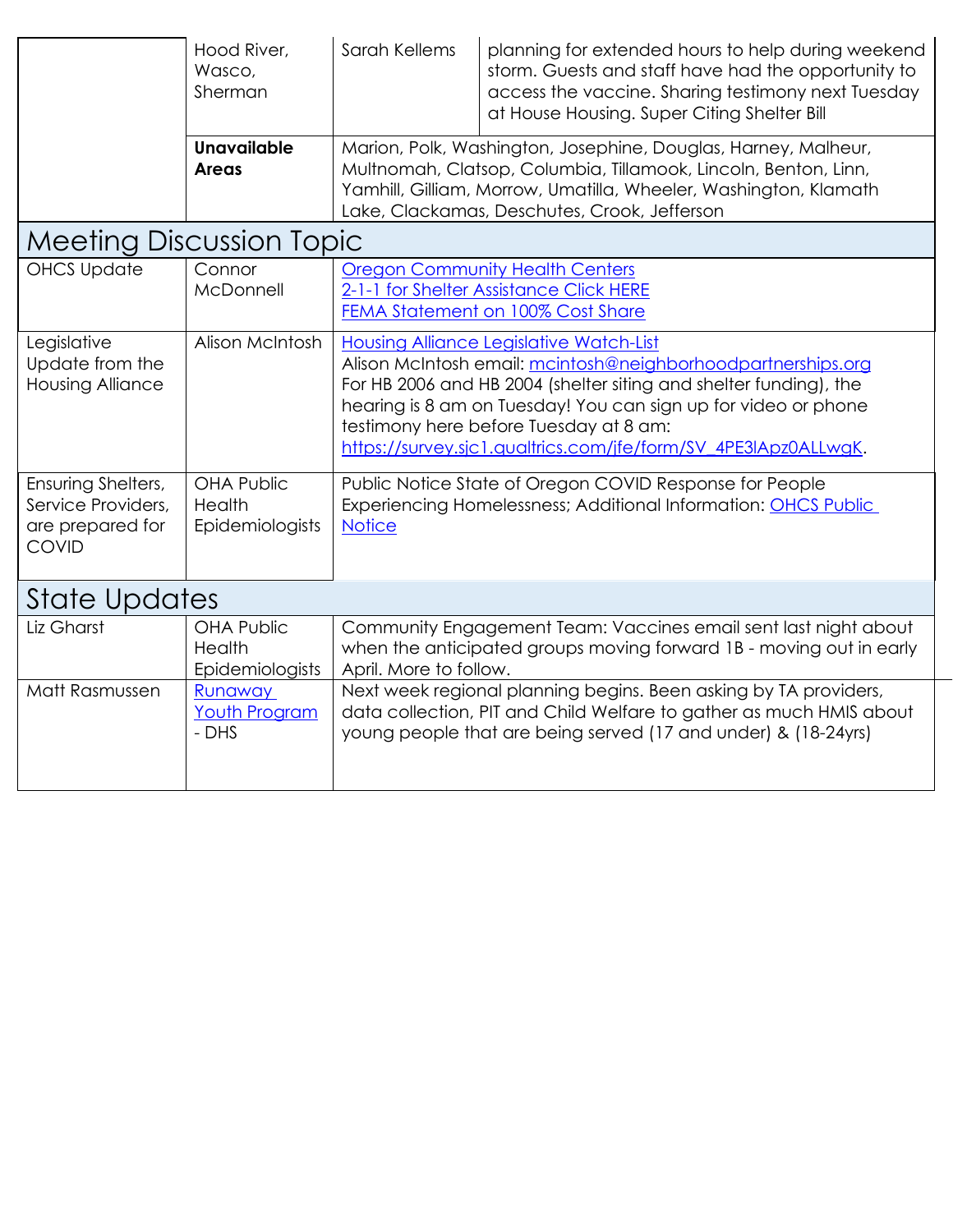| | | | |
|---|---|---|---|
| | Hood River, Wasco, Sherman | Sarah Kellems | planning for extended hours to help during weekend storm. Guests and staff have had the opportunity to access the vaccine. Sharing testimony next Tuesday at House Housing. Super Citing Shelter Bill |
| | **Unavailable Areas** | Marion, Polk, Washington, Josephine, Douglas, Harney, Malheur, Multnomah, Clatsop, Columbia, Tillamook, Lincoln, Benton, Linn, Yamhill, Gilliam, Morrow, Umatilla, Wheeler, Washington, Klamath Lake, Clackamas, Deschutes, Crook, Jefferson | |

## Meeting Discussion Topic

| | | |
|---|---|---|
| OHCS Update | Connor McDonnell | Oregon Community Health Centers<br>2-1-1 for Shelter Assistance Click HERE<br>FEMA Statement on 100% Cost Share |
| Legislative Update from the Housing Alliance | Alison McIntosh | Housing Alliance Legislative Watch-List<br>Alison McIntosh email: mcintosh@neighborhoodpartnerships.org<br>For HB 2006 and HB 2004 (shelter siting and shelter funding), the hearing is 8 am on Tuesday! You can sign up for video or phone testimony here before Tuesday at 8 am: https://survey.sjc1.qualtrics.com/jfe/form/SV_4PE3lApz0ALLwgK. |
| Ensuring Shelters, Service Providers, are prepared for COVID | OHA Public Health Epidemiologists | Public Notice State of Oregon COVID Response for People Experiencing Homelessness; Additional Information: OHCS Public Notice |

## State Updates

| | | |
|---|---|---|
| Liz Gharst | OHA Public Health Epidemiologists | Community Engagement Team: Vaccines email sent last night about when the anticipated groups moving forward 1B - moving out in early April. More to follow. |
| Matt Rasmussen | Runaway Youth Program - DHS | Next week regional planning begins. Been asking by TA providers, data collection, PIT and Child Welfare to gather as much HMIS about young people that are being served (17 and under) & (18-24yrs) |